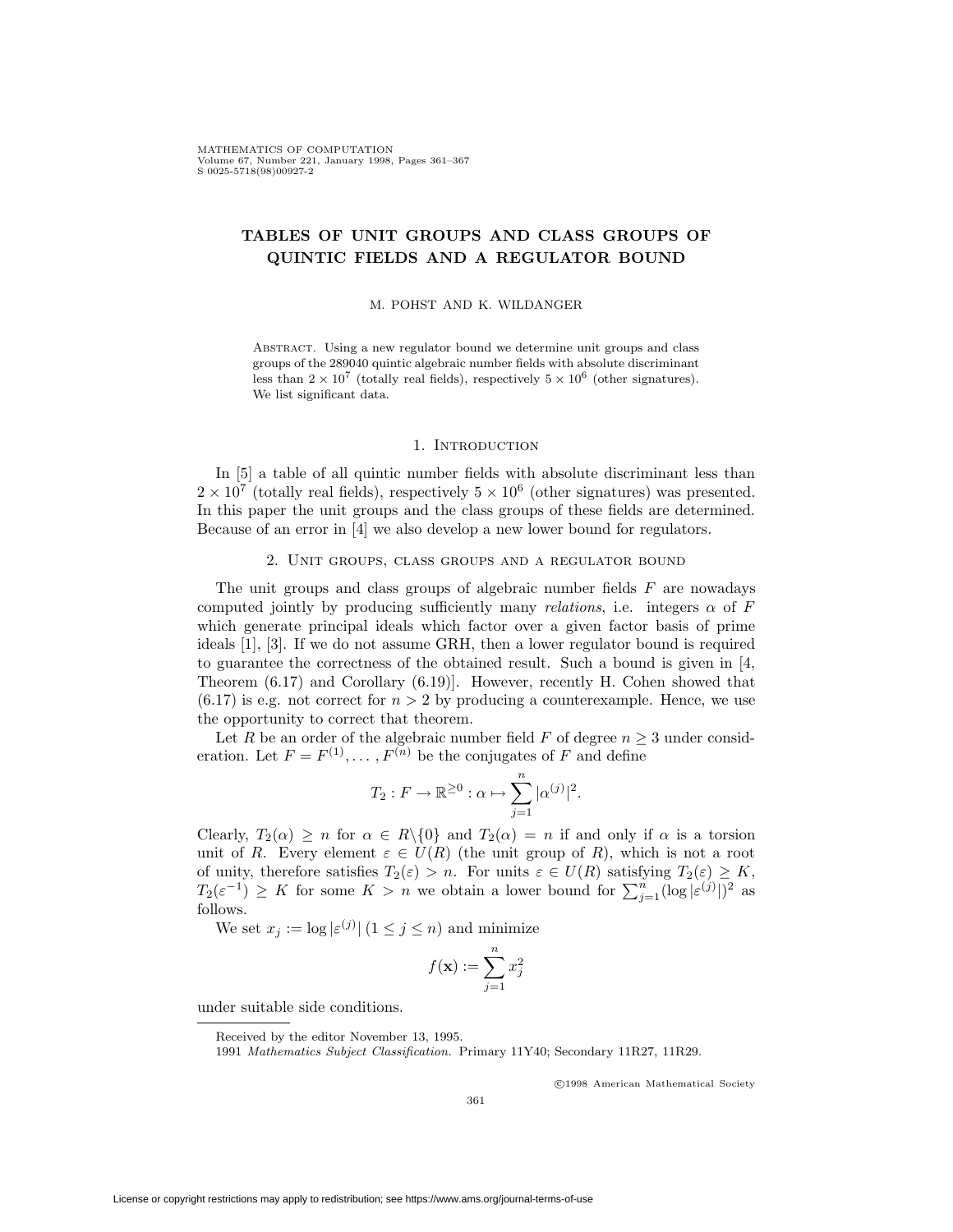# TABLES OF UNIT GROUPS AND CLASS GROUPS OF QUINTIC FIELDS AND A REGULATOR BOUND

M. POHST AND K. WILDANGER

Abstract. Using a new regulator bound we determine unit groups and class groups of the 289040 quintic algebraic number fields with absolute discriminant less than $2 \times 10^7$ (totally real fields), respectively $5 \times 10^6$ (other signatures). We list significant data.

## 1. Introduction

In [5] a table of all quintic number fields with absolute discriminant less than $2 \times 10^7$ (totally real fields), respectively $5 \times 10^6$ (other signatures) was presented. In this paper the unit groups and the class groups of these fields are determined. Because of an error in [4] we also develop a new lower bound for regulators.

## 2. Unit groups, class groups and a regulator bound

The unit groups and class groups of algebraic number fields $F$ are nowadays computed jointly by producing sufficiently many *relations*, i.e. integers $\alpha$ of $F$ which generate principal ideals which factor over a given factor basis of prime ideals [1], [3]. If we do not assume GRH, then a lower regulator bound is required to guarantee the correctness of the obtained result. Such a bound is given in [4, Theorem (6.17) and Corollary (6.19)]. However, recently H. Cohen showed that (6.17) is e.g. not correct for $n > 2$ by producing a counterexample. Hence, we use the opportunity to correct that theorem.

Let $R$ be an order of the algebraic number field $F$ of degree $n \geq 3$ under consideration. Let $F = F^{(1)}, \dots, F^{(n)}$ be the conjugates of $F$ and define

$$T_2 : F \to \mathbb{R}^{\geq 0} : \alpha \mapsto \sum_{j=1}^{n} |\alpha^{(j)}|^2.$$

Clearly, $T_2(\alpha) \geq n$ for $\alpha \in R \backslash \{0\}$ and $T_2(\alpha) = n$ if and only if $\alpha$ is a torsion unit of $R$. Every element $\varepsilon \in U(R)$ (the unit group of $R$), which is not a root of unity, therefore satisfies $T_2(\varepsilon) > n$. For units $\varepsilon \in U(R)$ satisfying $T_2(\varepsilon) \geq K$, $T_2(\varepsilon^{-1}) \geq K$ for some $K > n$ we obtain a lower bound for $\sum_{j=1}^{n} (\log |\varepsilon^{(j)}|)^2$ as follows.

We set $x_j := \log |\varepsilon^{(j)}|$ $(1 \leq j \leq n)$ and minimize

$$f(\mathbf{x}) := \sum_{j=1}^{n} x_j^2$$

under suitable side conditions.

Received by the editor November 13, 1995.

1991 *Mathematics Subject Classification.* Primary 11Y40; Secondary 11R27, 11R29.

©1998 American Mathematical Society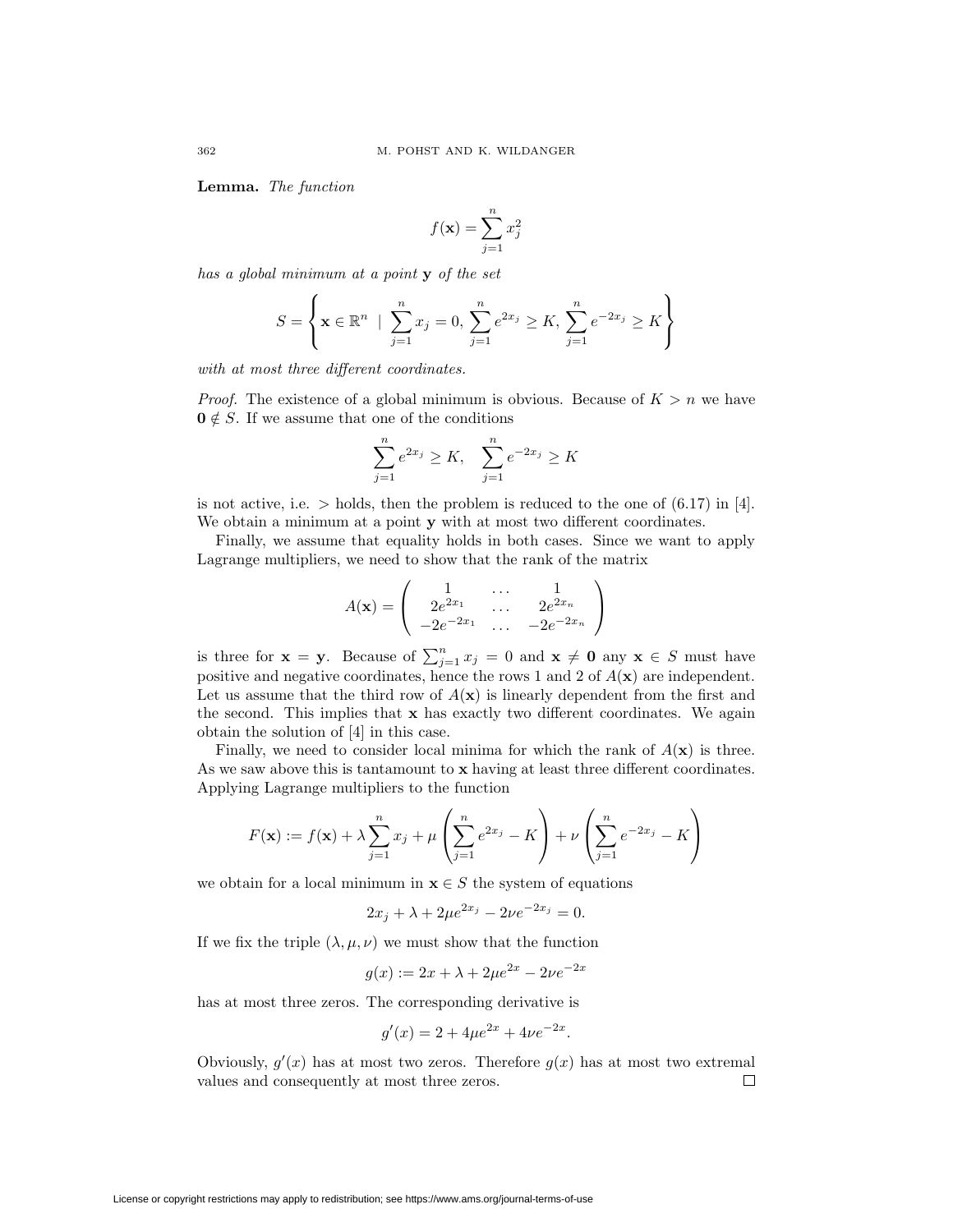**Lemma.** *The function*

$$f(\mathbf{x}) = \sum_{j=1}^{n} x_j^2$$

*has a global minimum at a point* $\mathbf{y}$ *of the set*

$$S = \left\{ \mathbf{x} \in \mathbb{R}^n \;\mid\; \sum_{j=1}^{n} x_j = 0,\; \sum_{j=1}^{n} e^{2x_j} \geq K,\; \sum_{j=1}^{n} e^{-2x_j} \geq K \right\}$$

*with at most three different coordinates.*

*Proof.* The existence of a global minimum is obvious. Because of $K > n$ we have $\mathbf{0} \notin S$. If we assume that one of the conditions

$$\sum_{j=1}^{n} e^{2x_j} \geq K, \quad \sum_{j=1}^{n} e^{-2x_j} \geq K$$

is not active, i.e. $>$ holds, then the problem is reduced to the one of (6.17) in [4]. We obtain a minimum at a point $\mathbf{y}$ with at most two different coordinates.

Finally, we assume that equality holds in both cases. Since we want to apply Lagrange multipliers, we need to show that the rank of the matrix

$$A(\mathbf{x}) = \begin{pmatrix} 1 & \ldots & 1 \\ 2e^{2x_1} & \ldots & 2e^{2x_n} \\ -2e^{-2x_1} & \ldots & -2e^{-2x_n} \end{pmatrix}$$

is three for $\mathbf{x} = \mathbf{y}$. Because of $\sum_{j=1}^{n} x_j = 0$ and $\mathbf{x} \neq \mathbf{0}$ any $\mathbf{x} \in S$ must have positive and negative coordinates, hence the rows 1 and 2 of $A(\mathbf{x})$ are independent. Let us assume that the third row of $A(\mathbf{x})$ is linearly dependent from the first and the second. This implies that $\mathbf{x}$ has exactly two different coordinates. We again obtain the solution of [4] in this case.

Finally, we need to consider local minima for which the rank of $A(\mathbf{x})$ is three. As we saw above this is tantamount to $\mathbf{x}$ having at least three different coordinates. Applying Lagrange multipliers to the function

$$F(\mathbf{x}) := f(\mathbf{x}) + \lambda \sum_{j=1}^{n} x_j + \mu \left( \sum_{j=1}^{n} e^{2x_j} - K \right) + \nu \left( \sum_{j=1}^{n} e^{-2x_j} - K \right)$$

we obtain for a local minimum in $\mathbf{x} \in S$ the system of equations

$$2x_j + \lambda + 2\mu e^{2x_j} - 2\nu e^{-2x_j} = 0.$$

If we fix the triple $(\lambda, \mu, \nu)$ we must show that the function

$$g(x) := 2x + \lambda + 2\mu e^{2x} - 2\nu e^{-2x}$$

has at most three zeros. The corresponding derivative is

$$g'(x) = 2 + 4\mu e^{2x} + 4\nu e^{-2x}.$$

Obviously, $g'(x)$ has at most two zeros. Therefore $g(x)$ has at most two extremal values and consequently at most three zeros. □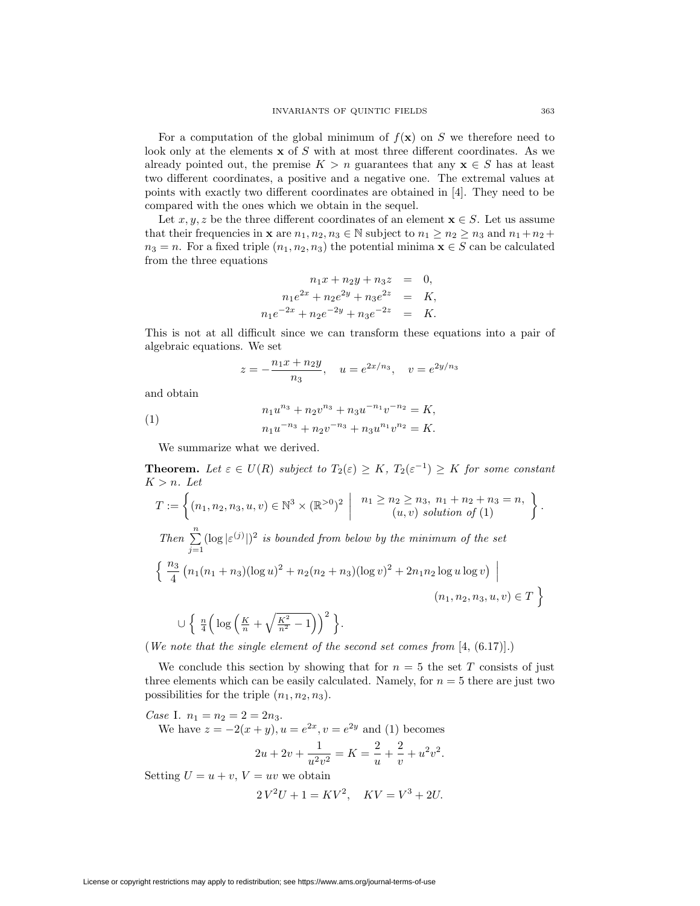For a computation of the global minimum of $f(\mathbf{x})$ on $S$ we therefore need to look only at the elements $\mathbf{x}$ of $S$ with at most three different coordinates. As we already pointed out, the premise $K > n$ guarantees that any $\mathbf{x} \in S$ has at least two different coordinates, a positive and a negative one. The extremal values at points with exactly two different coordinates are obtained in [4]. They need to be compared with the ones which we obtain in the sequel.

Let $x, y, z$ be the three different coordinates of an element $\mathbf{x} \in S$. Let us assume that their frequencies in $\mathbf{x}$ are $n_1, n_2, n_3 \in \mathbb{N}$ subject to $n_1 \geq n_2 \geq n_3$ and $n_1 + n_2 + n_3 = n$. For a fixed triple $(n_1, n_2, n_3)$ the potential minima $\mathbf{x} \in S$ can be calculated from the three equations

$$\begin{aligned} n_1 x + n_2 y + n_3 z &= 0, \\ n_1 e^{2x} + n_2 e^{2y} + n_3 e^{2z} &= K, \\ n_1 e^{-2x} + n_2 e^{-2y} + n_3 e^{-2z} &= K. \end{aligned}$$

This is not at all difficult since we can transform these equations into a pair of algebraic equations. We set

$$z = -\frac{n_1 x + n_2 y}{n_3}, \quad u = e^{2x/n_3}, \quad v = e^{2y/n_3}$$

and obtain

$$\begin{aligned} n_1 u^{n_3} + n_2 v^{n_3} + n_3 u^{-n_1} v^{-n_2} &= K, \\ n_1 u^{-n_3} + n_2 v^{-n_3} + n_3 u^{n_1} v^{n_2} &= K. \end{aligned} \tag{1}$$

We summarize what we derived.

**Theorem.** *Let $\varepsilon \in U(R)$ subject to $T_2(\varepsilon) \geq K$, $T_2(\varepsilon^{-1}) \geq K$ for some constant $K > n$. Let*

$$T := \left\{ (n_1, n_2, n_3, u, v) \in \mathbb{N}^3 \times (\mathbb{R}^{>0})^2 \;\middle|\; \begin{array}{c} n_1 \geq n_2 \geq n_3,\ n_1 + n_2 + n_3 = n, \\ (u, v) \text{ solution of } (1) \end{array} \right\}.$$

*Then $\sum_{j=1}^{n} (\log |\varepsilon^{(j)}|)^2$ is bounded from below by the minimum of the set*

$$\left\{ \frac{n_3}{4} \left( n_1(n_1+n_3)(\log u)^2 + n_2(n_2+n_3)(\log v)^2 + 2n_1 n_2 \log u \log v \right) \;\middle|\; (n_1, n_2, n_3, u, v) \in T \right\}$$

$$\cup \left\{ \tfrac{n}{4} \Big( \log \Big( \tfrac{K}{n} + \sqrt{\tfrac{K^2}{n^2} - 1} \Big) \Big)^2 \right\}.$$

(*We note that the single element of the second set comes from* [4, (6.17)].)

We conclude this section by showing that for $n = 5$ the set $T$ consists of just three elements which can be easily calculated. Namely, for $n = 5$ there are just two possibilities for the triple $(n_1, n_2, n_3)$.

*Case* I. $n_1 = n_2 = 2 = 2n_3$.

We have $z = -2(x+y)$, $u = e^{2x}$, $v = e^{2y}$ and (1) becomes

$$2u + 2v + \frac{1}{u^2 v^2} = K = \frac{2}{u} + \frac{2}{v} + u^2 v^2.$$

Setting $U = u + v$, $V = uv$ we obtain

$$2\,V^2 U + 1 = K V^2, \quad K V = V^3 + 2U.$$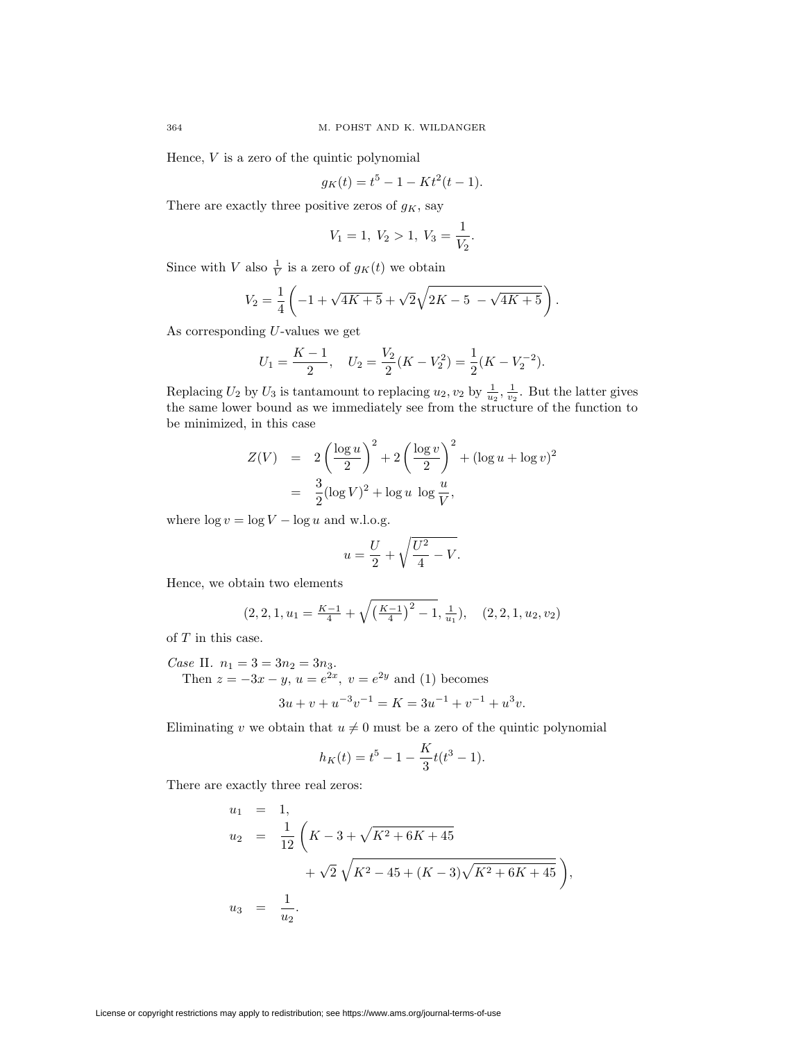Hence, $V$ is a zero of the quintic polynomial

$$g_K(t) = t^5 - 1 - Kt^2(t-1).$$

There are exactly three positive zeros of $g_K$, say

$$V_1 = 1,\ V_2 > 1,\ V_3 = \frac{1}{V_2}.$$

Since with $V$ also $\frac{1}{V}$ is a zero of $g_K(t)$ we obtain

$$V_2 = \frac{1}{4}\left(-1 + \sqrt{4K+5} + \sqrt{2}\sqrt{2K - 5\ - \sqrt{4K+5}}\right).$$

As corresponding $U$-values we get

$$U_1 = \frac{K-1}{2}, \quad U_2 = \frac{V_2}{2}(K - V_2^2) = \frac{1}{2}(K - V_2^{-2}).$$

Replacing $U_2$ by $U_3$ is tantamount to replacing $u_2, v_2$ by $\frac{1}{u_2}, \frac{1}{v_2}$. But the latter gives the same lower bound as we immediately see from the structure of the function to be minimized, in this case

$$\begin{aligned} Z(V) &= 2\left(\frac{\log u}{2}\right)^2 + 2\left(\frac{\log v}{2}\right)^2 + (\log u + \log v)^2 \\ &= \frac{3}{2}(\log V)^2 + \log u\ \log\frac{u}{V}, \end{aligned}$$

where $\log v = \log V - \log u$ and w.l.o.g.

$$u = \frac{U}{2} + \sqrt{\frac{U^2}{4} - V}.$$

Hence, we obtain two elements

$$(2, 2, 1, u_1 = \tfrac{K-1}{4} + \sqrt{\left(\tfrac{K-1}{4}\right)^2 - 1}, \tfrac{1}{u_1}), \quad (2, 2, 1, u_2, v_2)$$

of $T$ in this case.

*Case* II. $n_1 = 3 = 3n_2 = 3n_3$.

Then $z = -3x - y$, $u = e^{2x}$, $v = e^{2y}$ and (1) becomes

$$3u + v + u^{-3}v^{-1} = K = 3u^{-1} + v^{-1} + u^3 v.$$

Eliminating $v$ we obtain that $u \neq 0$ must be a zero of the quintic polynomial

$$h_K(t) = t^5 - 1 - \frac{K}{3}t(t^3 - 1).$$

There are exactly three real zeros:

$$\begin{aligned} u_1 &= 1, \\ u_2 &= \frac{1}{12}\left(K - 3 + \sqrt{K^2 + 6K + 45}\right. \\ &\qquad \left. + \sqrt{2}\ \sqrt{K^2 - 45 + (K-3)\sqrt{K^2 + 6K + 45}}\ \right), \\ u_3 &= \frac{1}{u_2}. \end{aligned}$$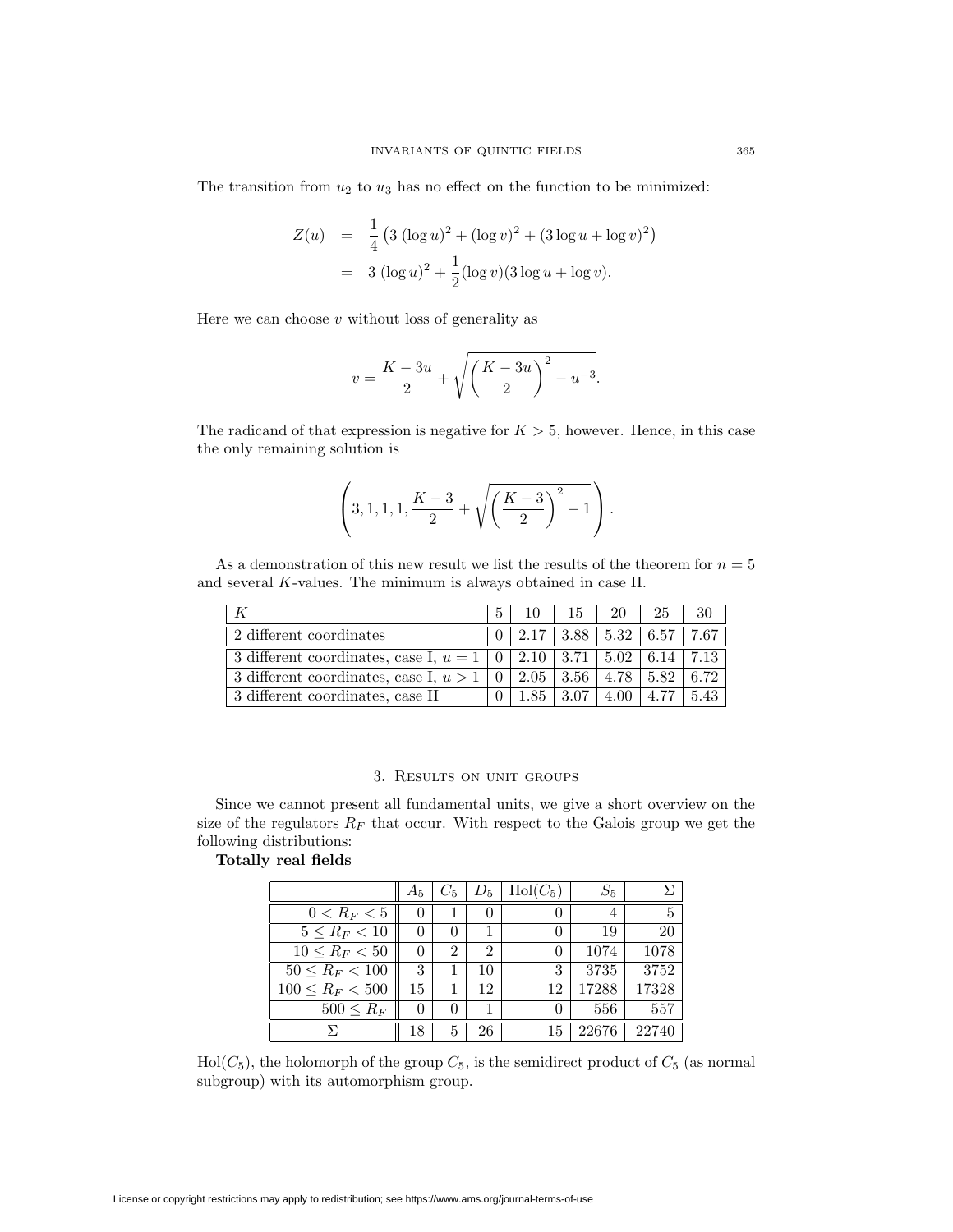The transition from $u_2$ to $u_3$ has no effect on the function to be minimized:

$$
\begin{aligned}
Z(u) &= \frac{1}{4}\left(3\,(\log u)^2 + (\log v)^2 + (3\log u + \log v)^2\right) \\
&= 3\,(\log u)^2 + \frac{1}{2}(\log v)(3\log u + \log v).
\end{aligned}
$$

Here we can choose $v$ without loss of generality as

$$
v = \frac{K-3u}{2} + \sqrt{\left(\frac{K-3u}{2}\right)^2 - u^{-3}}.
$$

The radicand of that expression is negative for $K > 5$, however. Hence, in this case the only remaining solution is

$$
\left(3, 1, 1, 1, \frac{K-3}{2} + \sqrt{\left(\frac{K-3}{2}\right)^2 - 1}\right).
$$

As a demonstration of this new result we list the results of the theorem for $n = 5$ and several $K$-values. The minimum is always obtained in case II.

| $K$ | 5 | 10 | 15 | 20 | 25 | 30 |
|---|---|---|---|---|---|---|
| 2 different coordinates | 0 | 2.17 | 3.88 | 5.32 | 6.57 | 7.67 |
| 3 different coordinates, case I, $u = 1$ | 0 | 2.10 | 3.71 | 5.02 | 6.14 | 7.13 |
| 3 different coordinates, case I, $u > 1$ | 0 | 2.05 | 3.56 | 4.78 | 5.82 | 6.72 |
| 3 different coordinates, case II | 0 | 1.85 | 3.07 | 4.00 | 4.77 | 5.43 |

## 3. Results on unit groups

Since we cannot present all fundamental units, we give a short overview on the size of the regulators $R_F$ that occur. With respect to the Galois group we get the following distributions:

**Totally real fields**

| | $A_5$ | $C_5$ | $D_5$ | $\mathrm{Hol}(C_5)$ | $S_5$ | $\Sigma$ |
|---|---|---|---|---|---|---|
| $0 < R_F < 5$ | 0 | 1 | 0 | 0 | 4 | 5 |
| $5 \leq R_F < 10$ | 0 | 0 | 1 | 0 | 19 | 20 |
| $10 \leq R_F < 50$ | 0 | 2 | 2 | 0 | 1074 | 1078 |
| $50 \leq R_F < 100$ | 3 | 1 | 10 | 3 | 3735 | 3752 |
| $100 \leq R_F < 500$ | 15 | 1 | 12 | 12 | 17288 | 17328 |
| $500 \leq R_F$ | 0 | 0 | 1 | 0 | 556 | 557 |
| $\Sigma$ | 18 | 5 | 26 | 15 | 22676 | 22740 |

$\mathrm{Hol}(C_5)$, the holomorph of the group $C_5$, is the semidirect product of $C_5$ (as normal subgroup) with its automorphism group.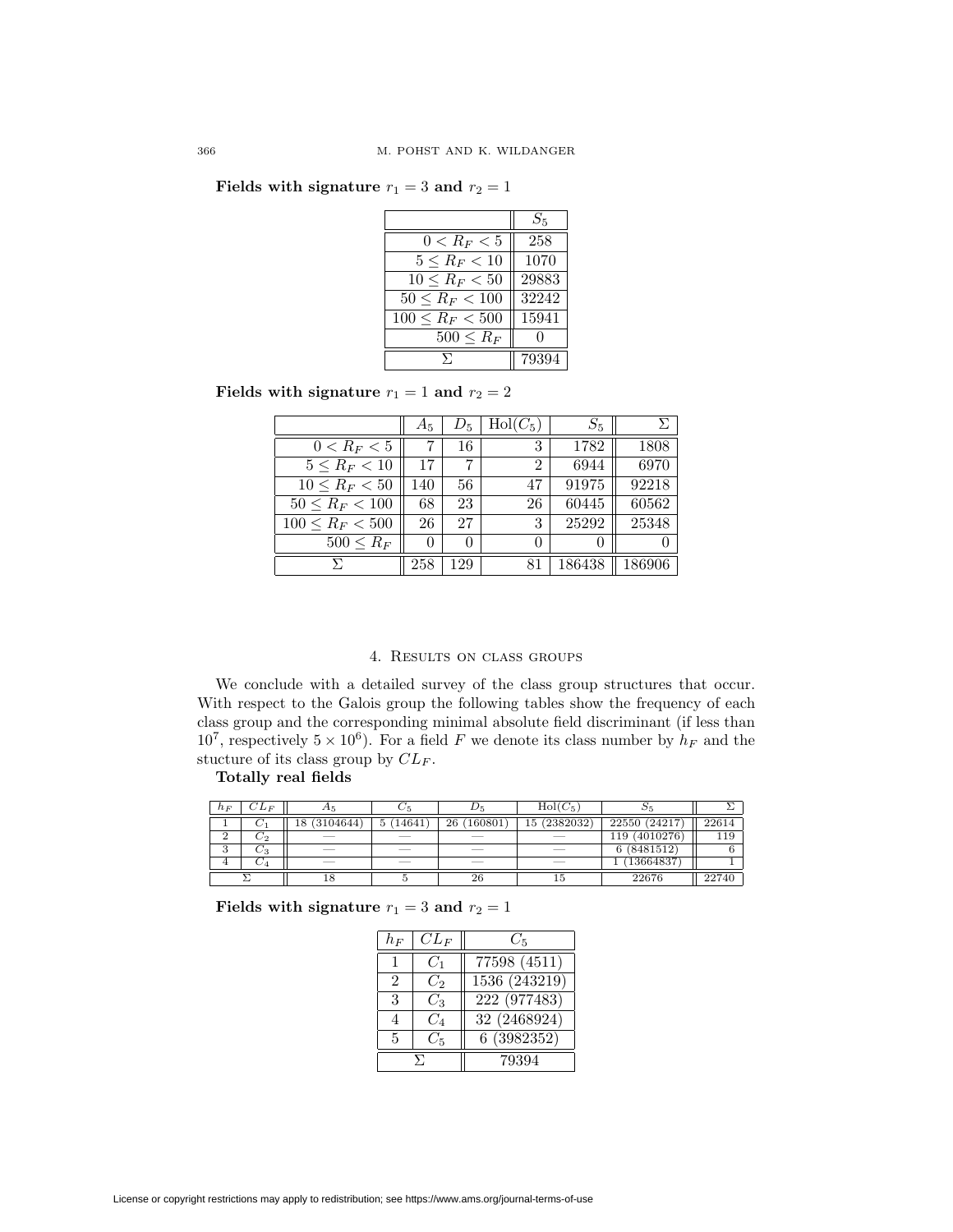**Fields with signature $r_1 = 3$ and $r_2 = 1$**

| | $S_5$ |
|---|---|
| $0 < R_F < 5$ | 258 |
| $5 \leq R_F < 10$ | 1070 |
| $10 \leq R_F < 50$ | 29883 |
| $50 \leq R_F < 100$ | 32242 |
| $100 \leq R_F < 500$ | 15941 |
| $500 \leq R_F$ | 0 |
| $\Sigma$ | 79394 |

**Fields with signature $r_1 = 1$ and $r_2 = 2$**

| | $A_5$ | $D_5$ | $\mathrm{Hol}(C_5)$ | $S_5$ | $\Sigma$ |
|---|---|---|---|---|---|
| $0 < R_F < 5$ | 7 | 16 | 3 | 1782 | 1808 |
| $5 \leq R_F < 10$ | 17 | 7 | 2 | 6944 | 6970 |
| $10 \leq R_F < 50$ | 140 | 56 | 47 | 91975 | 92218 |
| $50 \leq R_F < 100$ | 68 | 23 | 26 | 60445 | 60562 |
| $100 \leq R_F < 500$ | 26 | 27 | 3 | 25292 | 25348 |
| $500 \leq R_F$ | 0 | 0 | 0 | 0 | 0 |
| $\Sigma$ | 258 | 129 | 81 | 186438 | 186906 |

## 4. Results on class groups

We conclude with a detailed survey of the class group structures that occur. With respect to the Galois group the following tables show the frequency of each class group and the corresponding minimal absolute field discriminant (if less than $10^7$, respectively $5 \times 10^6$). For a field $F$ we denote its class number by $h_F$ and the stucture of its class group by $CL_F$.

**Totally real fields**

| $h_F$ | $CL_F$ | $A_5$ | $C_5$ | $D_5$ | $\mathrm{Hol}(C_5)$ | $S_5$ | $\Sigma$ |
|---|---|---|---|---|---|---|---|
| 1 | $C_1$ | 18 (3104644) | 5 (14641) | 26 (160801) | 15 (2382032) | 22550 (24217) | 22614 |
| 2 | $C_2$ | — | — | — | — | 119 (4010276) | 119 |
| 3 | $C_3$ | — | — | — | — | 6 (8481512) | 6 |
| 4 | $C_4$ | — | — | — | — | 1 (13664837) | 1 |
| $\Sigma$ | | 18 | 5 | 26 | 15 | 22676 | 22740 |

**Fields with signature $r_1 = 3$ and $r_2 = 1$**

| $h_F$ | $CL_F$ | $C_5$ |
|---|---|---|
| 1 | $C_1$ | 77598 (4511) |
| 2 | $C_2$ | 1536 (243219) |
| 3 | $C_3$ | 222 (977483) |
| 4 | $C_4$ | 32 (2468924) |
| 5 | $C_5$ | 6 (3982352) |
| $\Sigma$ | | 79394 |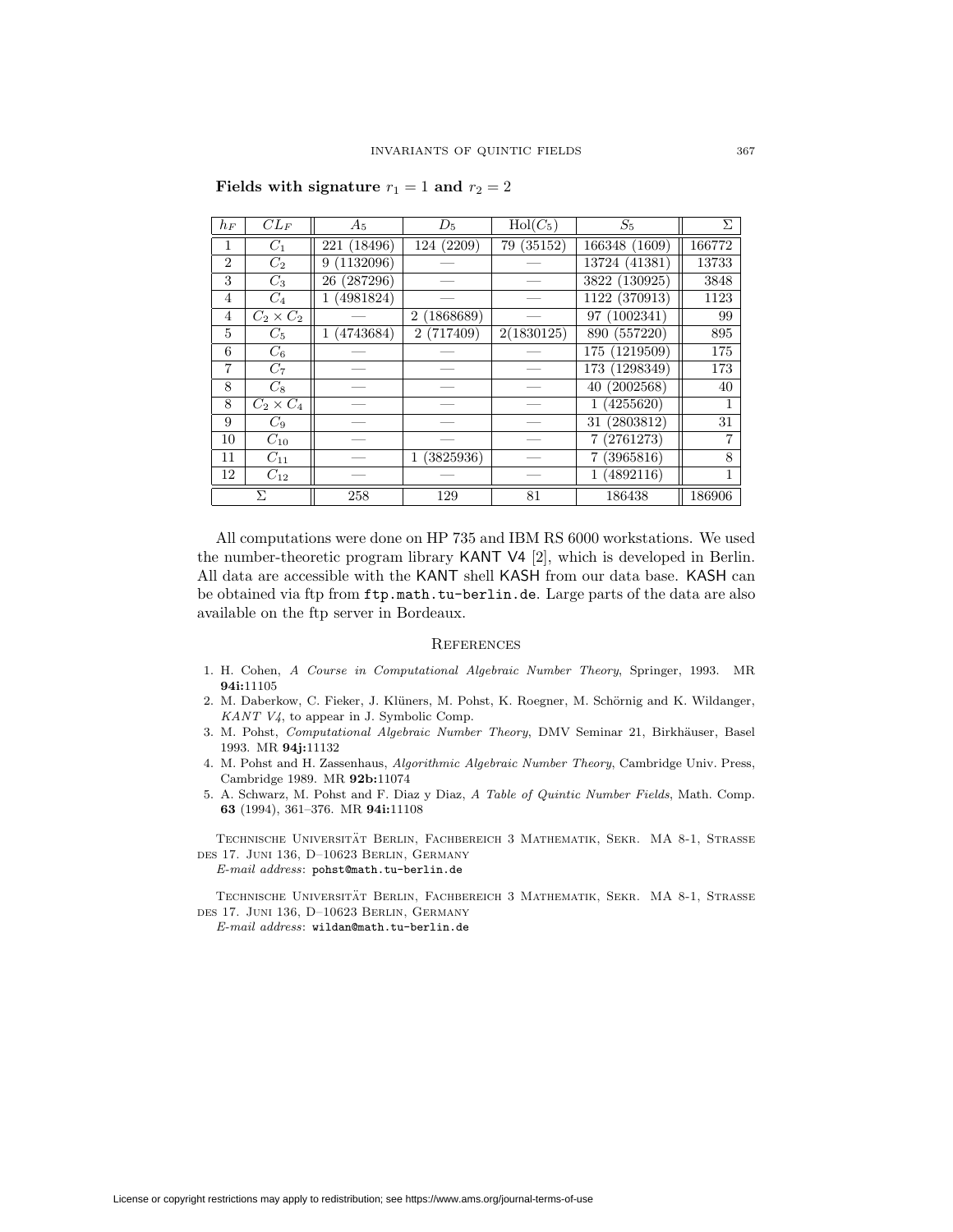**Fields with signature $r_1 = 1$ and $r_2 = 2$**

| $h_F$ | $CL_F$ | $A_5$ | $D_5$ | $\mathrm{Hol}(C_5)$ | $S_5$ | $\Sigma$ |
|---|---|---|---|---|---|---|
| 1 | $C_1$ | 221 (18496) | 124 (2209) | 79 (35152) | 166348 (1609) | 166772 |
| 2 | $C_2$ | 9 (1132096) | — | — | 13724 (41381) | 13733 |
| 3 | $C_3$ | 26 (287296) | — | — | 3822 (130925) | 3848 |
| 4 | $C_4$ | 1 (4981824) | — | — | 1122 (370913) | 1123 |
| 4 | $C_2 \times C_2$ | — | 2 (1868689) | — | 97 (1002341) | 99 |
| 5 | $C_5$ | 1 (4743684) | 2 (717409) | 2(1830125) | 890 (557220) | 895 |
| 6 | $C_6$ | — | — | — | 175 (1219509) | 175 |
| 7 | $C_7$ | — | — | — | 173 (1298349) | 173 |
| 8 | $C_8$ | — | — | — | 40 (2002568) | 40 |
| 8 | $C_2 \times C_4$ | — | — | — | 1 (4255620) | 1 |
| 9 | $C_9$ | — | — | — | 31 (2803812) | 31 |
| 10 | $C_{10}$ | — | — | — | 7 (2761273) | 7 |
| 11 | $C_{11}$ | — | 1 (3825936) | — | 7 (3965816) | 8 |
| 12 | $C_{12}$ | — | — | — | 1 (4892116) | 1 |
| $\Sigma$ | | 258 | 129 | 81 | 186438 | 186906 |

All computations were done on HP 735 and IBM RS 6000 workstations. We used the number-theoretic program library KANT V4 [2], which is developed in Berlin. All data are accessible with the KANT shell KASH from our data base. KASH can be obtained via ftp from `ftp.math.tu-berlin.de`. Large parts of the data are also available on the ftp server in Bordeaux.

## References

1. H. Cohen, *A Course in Computational Algebraic Number Theory*, Springer, 1993. MR **94i:**11105
2. M. Daberkow, C. Fieker, J. Klüners, M. Pohst, K. Roegner, M. Schörnig and K. Wildanger, *KANT V4*, to appear in J. Symbolic Comp.
3. M. Pohst, *Computational Algebraic Number Theory*, DMV Seminar 21, Birkhäuser, Basel 1993. MR **94j:**11132
4. M. Pohst and H. Zassenhaus, *Algorithmic Algebraic Number Theory*, Cambridge Univ. Press, Cambridge 1989. MR **92b:**11074
5. A. Schwarz, M. Pohst and F. Diaz y Diaz, *A Table of Quintic Number Fields*, Math. Comp. **63** (1994), 361–376. MR **94i:**11108

Technische Universität Berlin, Fachbereich 3 Mathematik, Sekr. MA 8-1, Strasse des 17. Juni 136, D–10623 Berlin, Germany

*E-mail address*: `pohst@math.tu-berlin.de`

Technische Universität Berlin, Fachbereich 3 Mathematik, Sekr. MA 8-1, Strasse des 17. Juni 136, D–10623 Berlin, Germany

*E-mail address*: `wildan@math.tu-berlin.de`